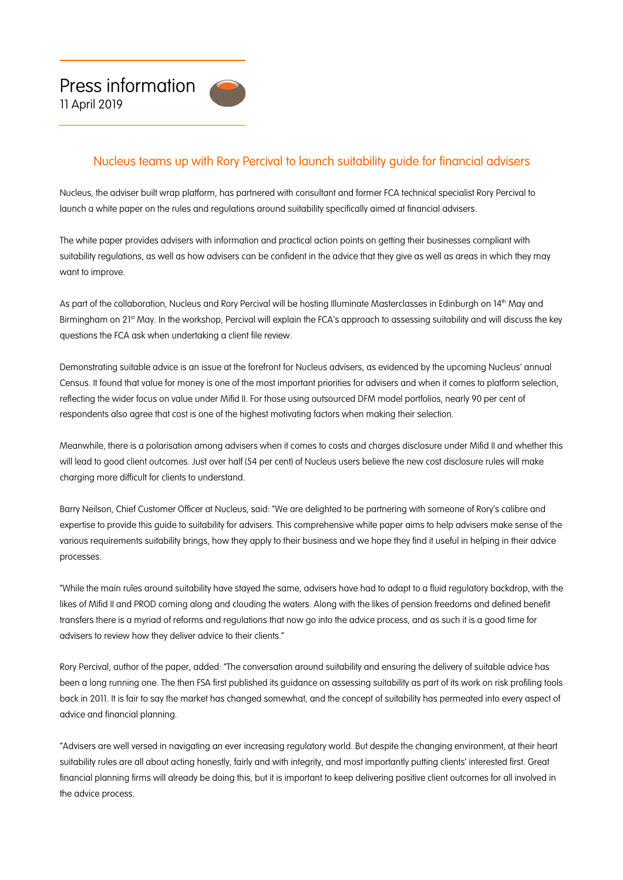Press information
11 April 2019

## Nucleus teams up with Rory Percival to launch suitability guide for financial advisers

Nucleus, the adviser built wrap platform, has partnered with consultant and former FCA technical specialist Rory Percival to launch a white paper on the rules and regulations around suitability specifically aimed at financial advisers.

The white paper provides advisers with information and practical action points on getting their businesses compliant with suitability regulations, as well as how advisers can be confident in the advice that they give as well as areas in which they may want to improve.

As part of the collaboration, Nucleus and Rory Percival will be hosting Illuminate Masterclasses in Edinburgh on 14th May and Birmingham on 21st May. In the workshop, Percival will explain the FCA's approach to assessing suitability and will discuss the key questions the FCA ask when undertaking a client file review.

Demonstrating suitable advice is an issue at the forefront for Nucleus advisers, as evidenced by the upcoming Nucleus' annual Census. It found that value for money is one of the most important priorities for advisers and when it comes to platform selection, reflecting the wider focus on value under Mifid II. For those using outsourced DFM model portfolios, nearly 90 per cent of respondents also agree that cost is one of the highest motivating factors when making their selection.

Meanwhile, there is a polarisation among advisers when it comes to costs and charges disclosure under Mifid II and whether this will lead to good client outcomes. Just over half (54 per cent) of Nucleus users believe the new cost disclosure rules will make charging more difficult for clients to understand.

Barry Neilson, Chief Customer Officer at Nucleus, said: "We are delighted to be partnering with someone of Rory's calibre and expertise to provide this guide to suitability for advisers. This comprehensive white paper aims to help advisers make sense of the various requirements suitability brings, how they apply to their business and we hope they find it useful in helping in their advice processes.

"While the main rules around suitability have stayed the same, advisers have had to adapt to a fluid regulatory backdrop, with the likes of Mifid II and PROD coming along and clouding the waters. Along with the likes of pension freedoms and defined benefit transfers there is a myriad of reforms and regulations that now go into the advice process, and as such it is a good time for advisers to review how they deliver advice to their clients."

Rory Percival, author of the paper, added: "The conversation around suitability and ensuring the delivery of suitable advice has been a long running one. The then FSA first published its guidance on assessing suitability as part of its work on risk profiling tools back in 2011. It is fair to say the market has changed somewhat, and the concept of suitability has permeated into every aspect of advice and financial planning.

"Advisers are well versed in navigating an ever increasing regulatory world. But despite the changing environment, at their heart suitability rules are all about acting honestly, fairly and with integrity, and most importantly putting clients' interested first. Great financial planning firms will already be doing this, but it is important to keep delivering positive client outcomes for all involved in the advice process.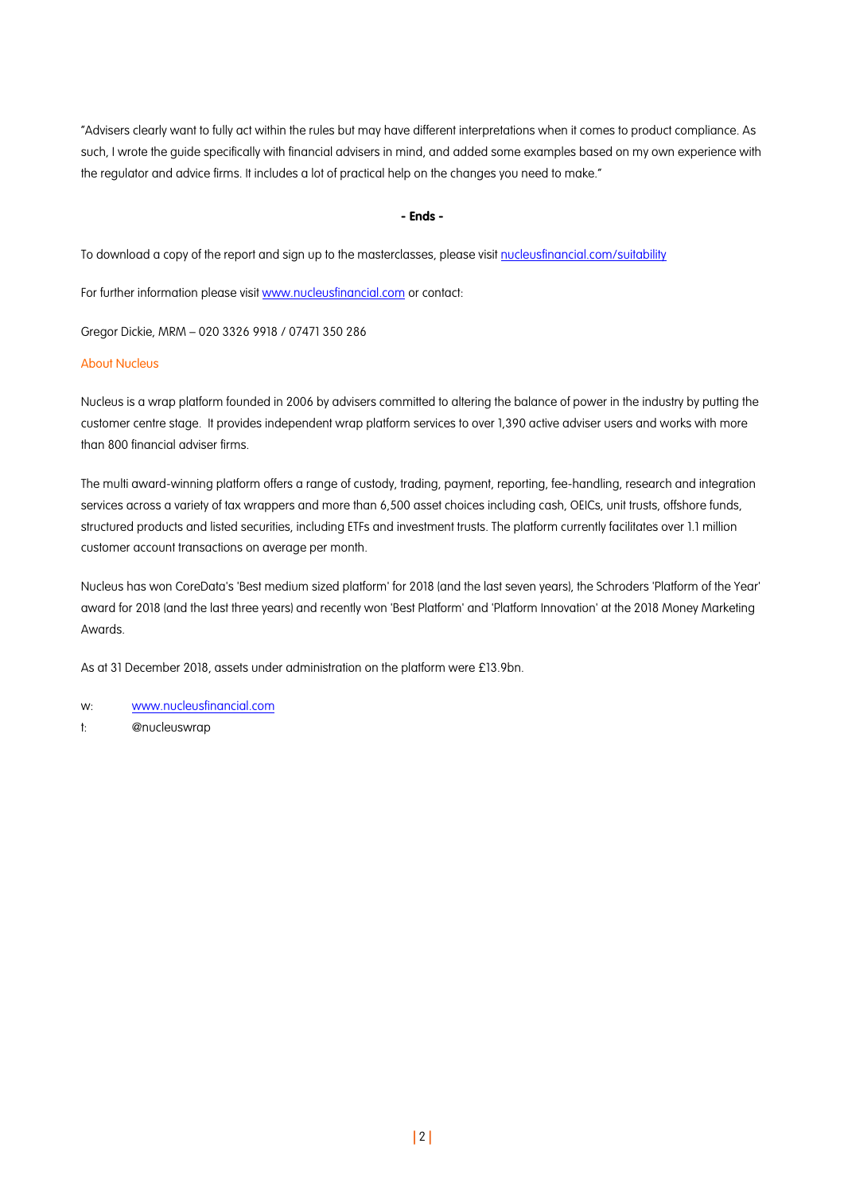"Advisers clearly want to fully act within the rules but may have different interpretations when it comes to product compliance. As such, I wrote the guide specifically with financial advisers in mind, and added some examples based on my own experience with the regulator and advice firms. It includes a lot of practical help on the changes you need to make."

**- Ends -**

To download a copy of the report and sign up to the masterclasses, please visit [nucleusfinancial.com/suitability](nucleusfinancial.com/suitability)

For further information please visit [www.nucleusfinancial.com](www.nucleusfinancial.com) or contact:

Gregor Dickie, MRM – 020 3326 9918 / 07471 350 286

## About Nucleus

Nucleus is a wrap platform founded in 2006 by advisers committed to altering the balance of power in the industry by putting the customer centre stage. It provides independent wrap platform services to over 1,390 active adviser users and works with more than 800 financial adviser firms.

The multi award-winning platform offers a range of custody, trading, payment, reporting, fee-handling, research and integration services across a variety of tax wrappers and more than 6,500 asset choices including cash, OEICs, unit trusts, offshore funds, structured products and listed securities, including ETFs and investment trusts. The platform currently facilitates over 1.1 million customer account transactions on average per month.

Nucleus has won CoreData's 'Best medium sized platform' for 2018 (and the last seven years), the Schroders 'Platform of the Year' award for 2018 (and the last three years) and recently won 'Best Platform' and 'Platform Innovation' at the 2018 Money Marketing Awards.

As at 31 December 2018, assets under administration on the platform were £13.9bn.

w: [www.nucleusfinancial.com](www.nucleusfinancial.com)

t: @nucleuswrap